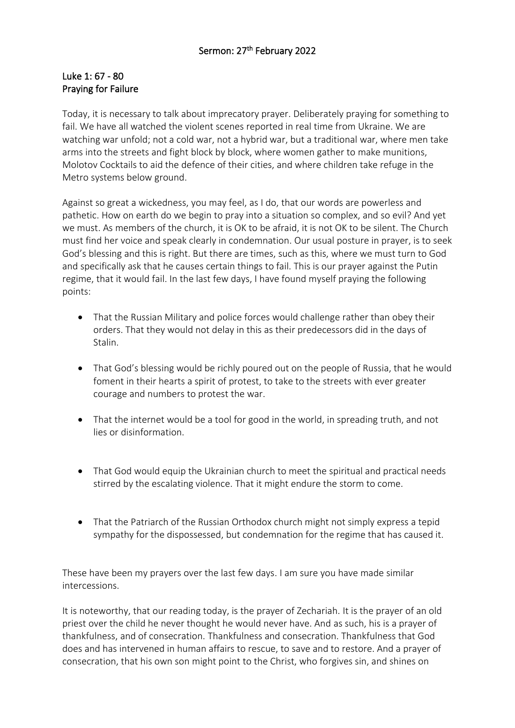## Sermon: 27th February 2022

### Luke 1: 67 - 80
### Praying for Failure

Today, it is necessary to talk about imprecatory prayer. Deliberately praying for something to fail. We have all watched the violent scenes reported in real time from Ukraine. We are watching war unfold; not a cold war, not a hybrid war, but a traditional war, where men take arms into the streets and fight block by block, where women gather to make munitions, Molotov Cocktails to aid the defence of their cities, and where children take refuge in the Metro systems below ground.

Against so great a wickedness, you may feel, as I do, that our words are powerless and pathetic. How on earth do we begin to pray into a situation so complex, and so evil? And yet we must. As members of the church, it is OK to be afraid, it is not OK to be silent. The Church must find her voice and speak clearly in condemnation. Our usual posture in prayer, is to seek God's blessing and this is right. But there are times, such as this, where we must turn to God and specifically ask that he causes certain things to fail. This is our prayer against the Putin regime, that it would fail. In the last few days, I have found myself praying the following points:

- That the Russian Military and police forces would challenge rather than obey their orders. That they would not delay in this as their predecessors did in the days of Stalin.
- That God's blessing would be richly poured out on the people of Russia, that he would foment in their hearts a spirit of protest, to take to the streets with ever greater courage and numbers to protest the war.
- That the internet would be a tool for good in the world, in spreading truth, and not lies or disinformation.
- That God would equip the Ukrainian church to meet the spiritual and practical needs stirred by the escalating violence. That it might endure the storm to come.
- That the Patriarch of the Russian Orthodox church might not simply express a tepid sympathy for the dispossessed, but condemnation for the regime that has caused it.

These have been my prayers over the last few days. I am sure you have made similar intercessions.

It is noteworthy, that our reading today, is the prayer of Zechariah. It is the prayer of an old priest over the child he never thought he would never have. And as such, his is a prayer of thankfulness, and of consecration. Thankfulness and consecration. Thankfulness that God does and has intervened in human affairs to rescue, to save and to restore. And a prayer of consecration, that his own son might point to the Christ, who forgives sin, and shines on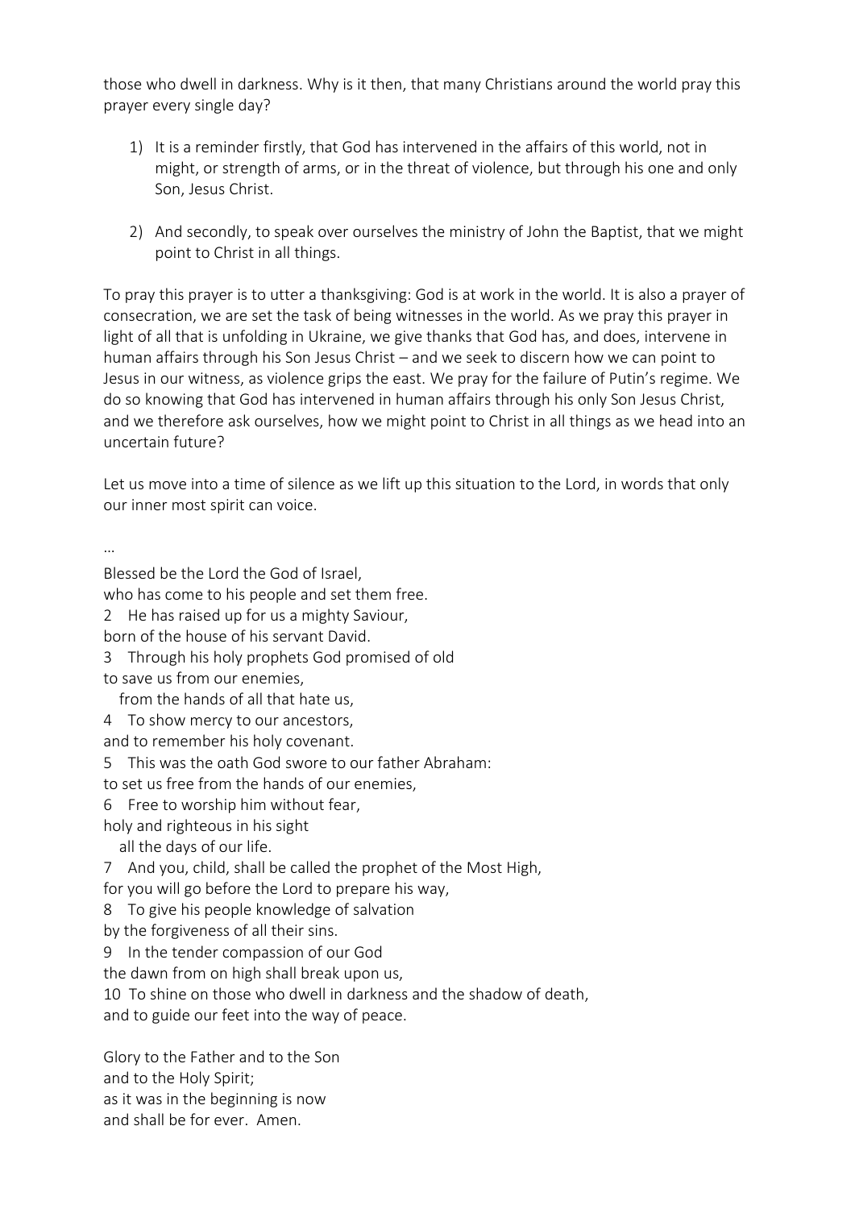those who dwell in darkness. Why is it then, that many Christians around the world pray this prayer every single day?

1) It is a reminder firstly, that God has intervened in the affairs of this world, not in might, or strength of arms, or in the threat of violence, but through his one and only Son, Jesus Christ.

2) And secondly, to speak over ourselves the ministry of John the Baptist, that we might point to Christ in all things.

To pray this prayer is to utter a thanksgiving: God is at work in the world. It is also a prayer of consecration, we are set the task of being witnesses in the world. As we pray this prayer in light of all that is unfolding in Ukraine, we give thanks that God has, and does, intervene in human affairs through his Son Jesus Christ – and we seek to discern how we can point to Jesus in our witness, as violence grips the east. We pray for the failure of Putin's regime. We do so knowing that God has intervened in human affairs through his only Son Jesus Christ, and we therefore ask ourselves, how we might point to Christ in all things as we head into an uncertain future?

Let us move into a time of silence as we lift up this situation to the Lord, in words that only our inner most spirit can voice.

…

Blessed be the Lord the God of Israel,
who has come to his people and set them free.
2 He has raised up for us a mighty Saviour,
born of the house of his servant David.
3 Through his holy prophets God promised of old
to save us from our enemies,
from the hands of all that hate us,
4 To show mercy to our ancestors,
and to remember his holy covenant.
5 This was the oath God swore to our father Abraham:
to set us free from the hands of our enemies,
6 Free to worship him without fear,
holy and righteous in his sight
all the days of our life.
7 And you, child, shall be called the prophet of the Most High,
for you will go before the Lord to prepare his way,
8 To give his people knowledge of salvation
by the forgiveness of all their sins.
9 In the tender compassion of our God
the dawn from on high shall break upon us,
10 To shine on those who dwell in darkness and the shadow of death,
and to guide our feet into the way of peace.

Glory to the Father and to the Son
and to the Holy Spirit;
as it was in the beginning is now
and shall be for ever. Amen.